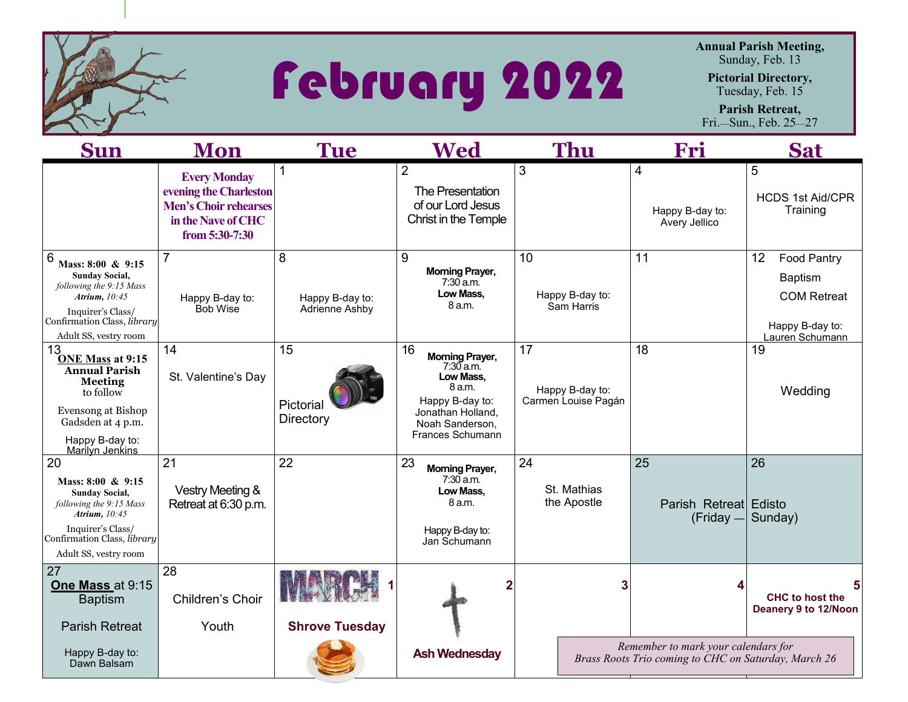# February 2022

**Annual Parish Meeting,** Sunday, Feb. 13

**Pictorial Directory,** Tuesday, Feb. 15

**Parish Retreat,** Fri.—Sun., Feb. 25—27

| Sun | Mon | Tue | Wed | Thu | Fri | Sat |
|---|---|---|---|---|---|---|
| | **Every Monday evening the Charleston Men's Choir rehearses in the Nave of CHC from 5:30-7:30** | 1 | 2 The Presentation of our Lord Jesus Christ in the Temple | 3 | 4 Happy B-day to: Avery Jellico | 5 HCDS 1st Aid/CPR Training |
| 6 **Mass: 8:00 & 9:15** **Sunday Social,** *following the 9:15 Mass* ***Atrium,*** *10:45* Inquirer's Class/ Confirmation Class, *library* Adult SS, vestry room | 7 Happy B-day to: Bob Wise | 8 Happy B-day to: Adrienne Ashby | 9 **Morning Prayer,** 7:30 a.m. **Low Mass,** 8 a.m. | 10 Happy B-day to: Sam Harris | 11 | 12 Food Pantry Baptism COM Retreat Happy B-day to: Lauren Schumann |
| 13 **<u>ONE Mass</u> at 9:15** **Annual Parish Meeting** to follow Evensong at Bishop Gadsden at 4 p.m. Happy B-day to: Marilyn Jenkins | 14 St. Valentine's Day | 15 Pictorial Directory | 16 **Morning Prayer,** 7:30 a.m. **Low Mass,** 8 a.m. Happy B-day to: Jonathan Holland, Noah Sanderson, Frances Schumann | 17 Happy B-day to: Carmen Louise Pagán | 18 | 19 Wedding |
| 20 **Mass: 8:00 & 9:15** **Sunday Social,** *following the 9:15 Mass* ***Atrium,*** *10:45* Inquirer's Class/ Confirmation Class, *library* Adult SS, vestry room | 21 Vestry Meeting & Retreat at 6:30 p.m. | 22 | 23 **Morning Prayer,** 7:30 a.m. **Low Mass,** 8 a.m. Happy B-day to: Jan Schumann | 24 St. Mathias the Apostle | 25 Parish Retreat (Friday — | 26 Edisto Sunday) |
| 27 **<u>One Mass</u>** at 9:15 Baptism Parish Retreat Happy B-day to: Dawn Balsam | 28 Children's Choir Youth | MARCH 1 **Shrove Tuesday** | 2 **Ash Wednesday** | 3 | 4 | 5 **CHC to host the Deanery 9 to 12/Noon** |

*Remember to mark your calendars for Brass Roots Trio coming to CHC on Saturday, March 26*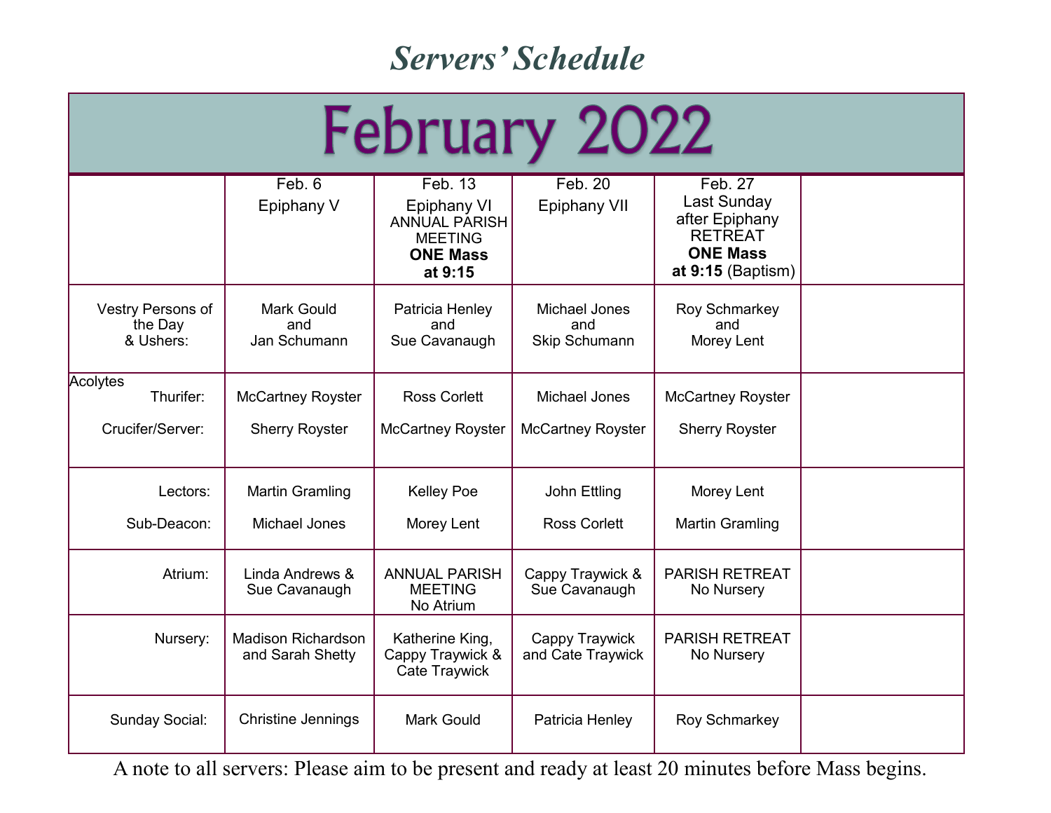# Servers' Schedule

## February 2022

| | Feb. 6 Epiphany V | Feb. 13 Epiphany VI ANNUAL PARISH MEETING **ONE Mass at 9:15** | Feb. 20 Epiphany VII | Feb. 27 Last Sunday after Epiphany RETREAT **ONE Mass at 9:15** (Baptism) | |
|---|---|---|---|---|---|
| Vestry Persons of the Day & Ushers: | Mark Gould and Jan Schumann | Patricia Henley and Sue Cavanaugh | Michael Jones and Skip Schumann | Roy Schmarkey and Morey Lent | |
| Acolytes Thurifer: | McCartney Royster | Ross Corlett | Michael Jones | McCartney Royster | |
| Crucifer/Server: | Sherry Royster | McCartney Royster | McCartney Royster | Sherry Royster | |
| Lectors: | Martin Gramling | Kelley Poe | John Ettling | Morey Lent | |
| Sub-Deacon: | Michael Jones | Morey Lent | Ross Corlett | Martin Gramling | |
| Atrium: | Linda Andrews & Sue Cavanaugh | ANNUAL PARISH MEETING No Atrium | Cappy Traywick & Sue Cavanaugh | PARISH RETREAT No Nursery | |
| Nursery: | Madison Richardson and Sarah Shetty | Katherine King, Cappy Traywick & Cate Traywick | Cappy Traywick and Cate Traywick | PARISH RETREAT No Nursery | |
| Sunday Social: | Christine Jennings | Mark Gould | Patricia Henley | Roy Schmarkey | |

A note to all servers: Please aim to be present and ready at least 20 minutes before Mass begins.